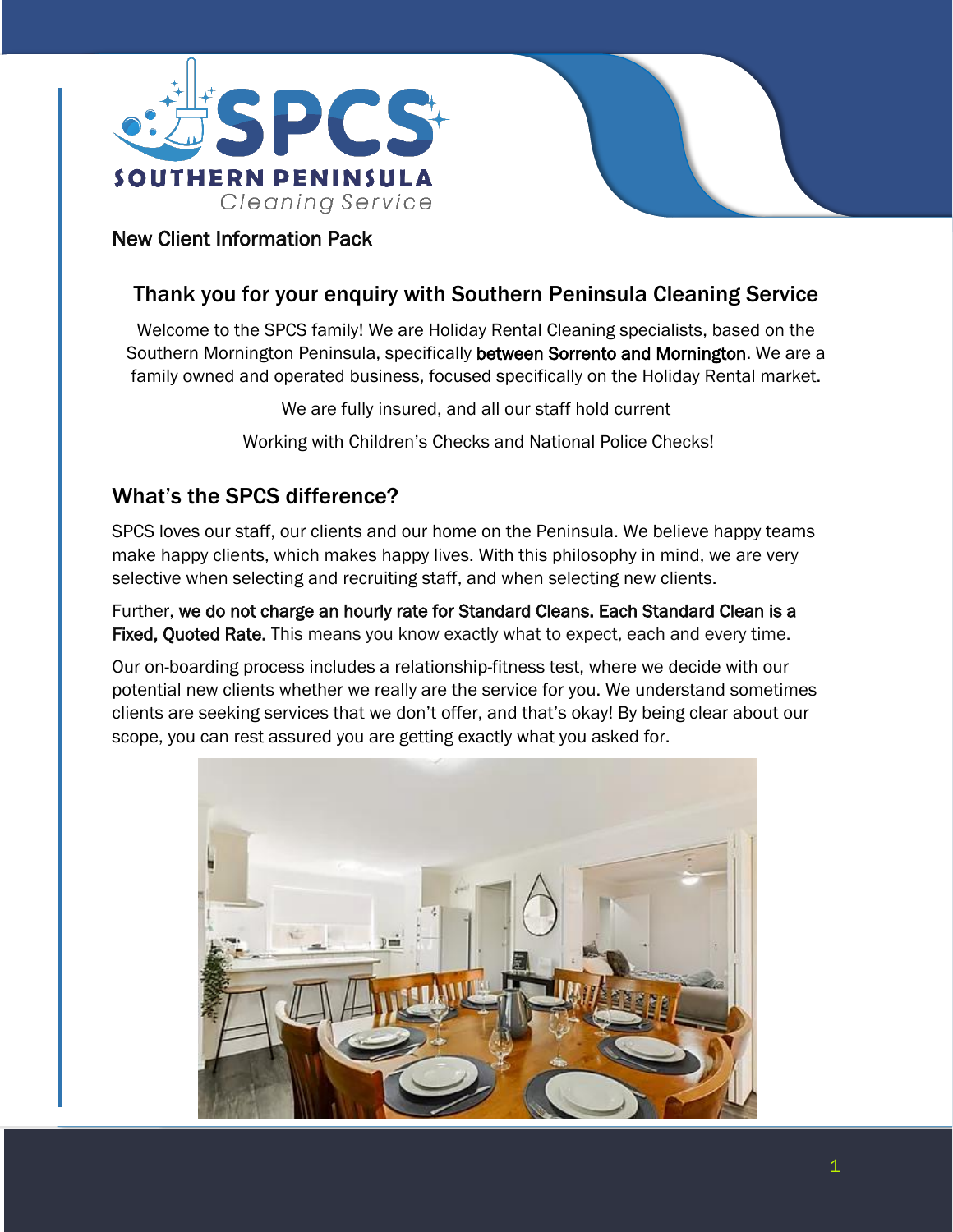SOUTHERN PENINSULA Cleaning Service

New Client Information Pack

## Thank you for your enquiry with Southern Peninsula Cleaning Service

Welcome to the SPCS family! We are Holiday Rental Cleaning specialists, based on the Southern Mornington Peninsula, specifically between Sorrento and Mornington. We are a family owned and operated business, focused specifically on the Holiday Rental market.

We are fully insured, and all our staff hold current

Working with Children's Checks and National Police Checks!

## What's the SPCS difference?

SPCS loves our staff, our clients and our home on the Peninsula. We believe happy teams make happy clients, which makes happy lives. With this philosophy in mind, we are very selective when selecting and recruiting staff, and when selecting new clients.

Further, **we do not charge an hourly rate for Standard Cleans. Each Standard Clean is a Fixed, Quoted Rate.** This means you know exactly what to expect, each and every time.

Our on-boarding process includes a relationship-fitness test, where we decide with our potential new clients whether we really are the service for you. We understand sometimes clients are seeking services that we don't offer, and that's okay! By being clear about our scope, you can rest assured you are getting exactly what you asked for.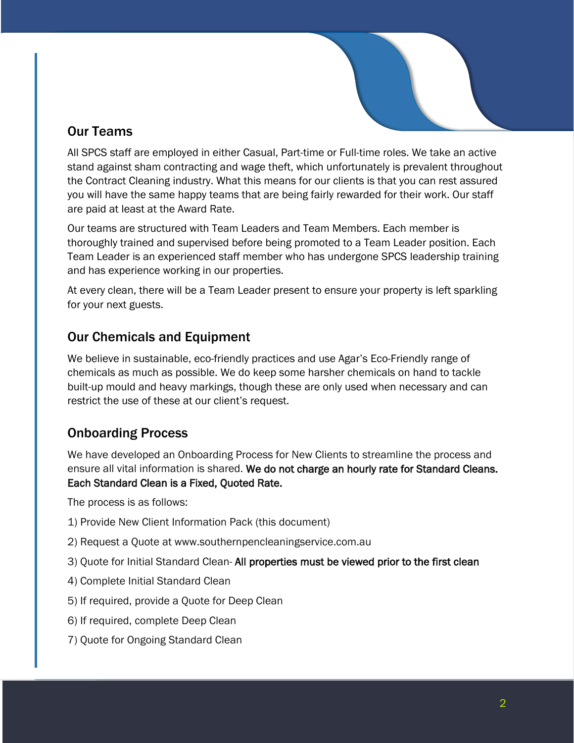## Our Teams

All SPCS staff are employed in either Casual, Part-time or Full-time roles. We take an active stand against sham contracting and wage theft, which unfortunately is prevalent throughout the Contract Cleaning industry. What this means for our clients is that you can rest assured you will have the same happy teams that are being fairly rewarded for their work. Our staff are paid at least at the Award Rate.

Our teams are structured with Team Leaders and Team Members. Each member is thoroughly trained and supervised before being promoted to a Team Leader position. Each Team Leader is an experienced staff member who has undergone SPCS leadership training and has experience working in our properties.

At every clean, there will be a Team Leader present to ensure your property is left sparkling for your next guests.

## Our Chemicals and Equipment

We believe in sustainable, eco-friendly practices and use Agar's Eco-Friendly range of chemicals as much as possible. We do keep some harsher chemicals on hand to tackle built-up mould and heavy markings, though these are only used when necessary and can restrict the use of these at our client's request.

## Onboarding Process

We have developed an Onboarding Process for New Clients to streamline the process and ensure all vital information is shared. **We do not charge an hourly rate for Standard Cleans. Each Standard Clean is a Fixed, Quoted Rate.**

The process is as follows:

1) Provide New Client Information Pack (this document)

2) Request a Quote at www.southernpencleaningservice.com.au

3) Quote for Initial Standard Clean- **All properties must be viewed prior to the first clean**

4) Complete Initial Standard Clean

5) If required, provide a Quote for Deep Clean

6) If required, complete Deep Clean

7) Quote for Ongoing Standard Clean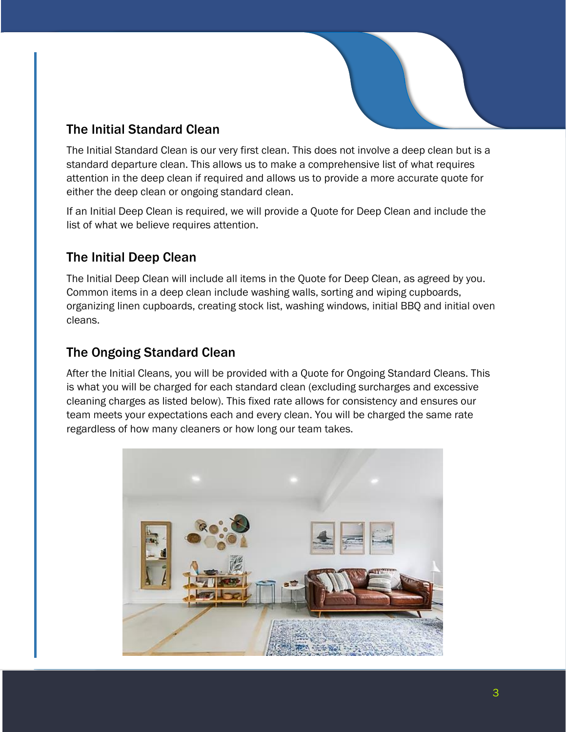## The Initial Standard Clean

The Initial Standard Clean is our very first clean. This does not involve a deep clean but is a standard departure clean. This allows us to make a comprehensive list of what requires attention in the deep clean if required and allows us to provide a more accurate quote for either the deep clean or ongoing standard clean.

If an Initial Deep Clean is required, we will provide a Quote for Deep Clean and include the list of what we believe requires attention.

## The Initial Deep Clean

The Initial Deep Clean will include all items in the Quote for Deep Clean, as agreed by you. Common items in a deep clean include washing walls, sorting and wiping cupboards, organizing linen cupboards, creating stock list, washing windows, initial BBQ and initial oven cleans.

## The Ongoing Standard Clean

After the Initial Cleans, you will be provided with a Quote for Ongoing Standard Cleans. This is what you will be charged for each standard clean (excluding surcharges and excessive cleaning charges as listed below). This fixed rate allows for consistency and ensures our team meets your expectations each and every clean. You will be charged the same rate regardless of how many cleaners or how long our team takes.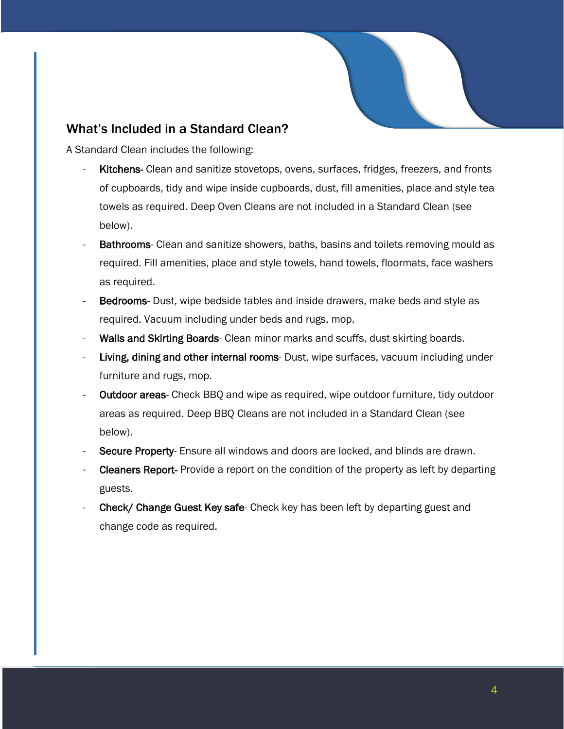## What's Included in a Standard Clean?

A Standard Clean includes the following:

- **Kitchens**- Clean and sanitize stovetops, ovens, surfaces, fridges, freezers, and fronts of cupboards, tidy and wipe inside cupboards, dust, fill amenities, place and style tea towels as required. Deep Oven Cleans are not included in a Standard Clean (see below).
- **Bathrooms**- Clean and sanitize showers, baths, basins and toilets removing mould as required. Fill amenities, place and style towels, hand towels, floormats, face washers as required.
- **Bedrooms**- Dust, wipe bedside tables and inside drawers, make beds and style as required. Vacuum including under beds and rugs, mop.
- **Walls and Skirting Boards**- Clean minor marks and scuffs, dust skirting boards.
- **Living, dining and other internal rooms**- Dust, wipe surfaces, vacuum including under furniture and rugs, mop.
- **Outdoor areas**- Check BBQ and wipe as required, wipe outdoor furniture, tidy outdoor areas as required. Deep BBQ Cleans are not included in a Standard Clean (see below).
- **Secure Property**- Ensure all windows and doors are locked, and blinds are drawn.
- **Cleaners Report**- Provide a report on the condition of the property as left by departing guests.
- **Check/ Change Guest Key safe**- Check key has been left by departing guest and change code as required.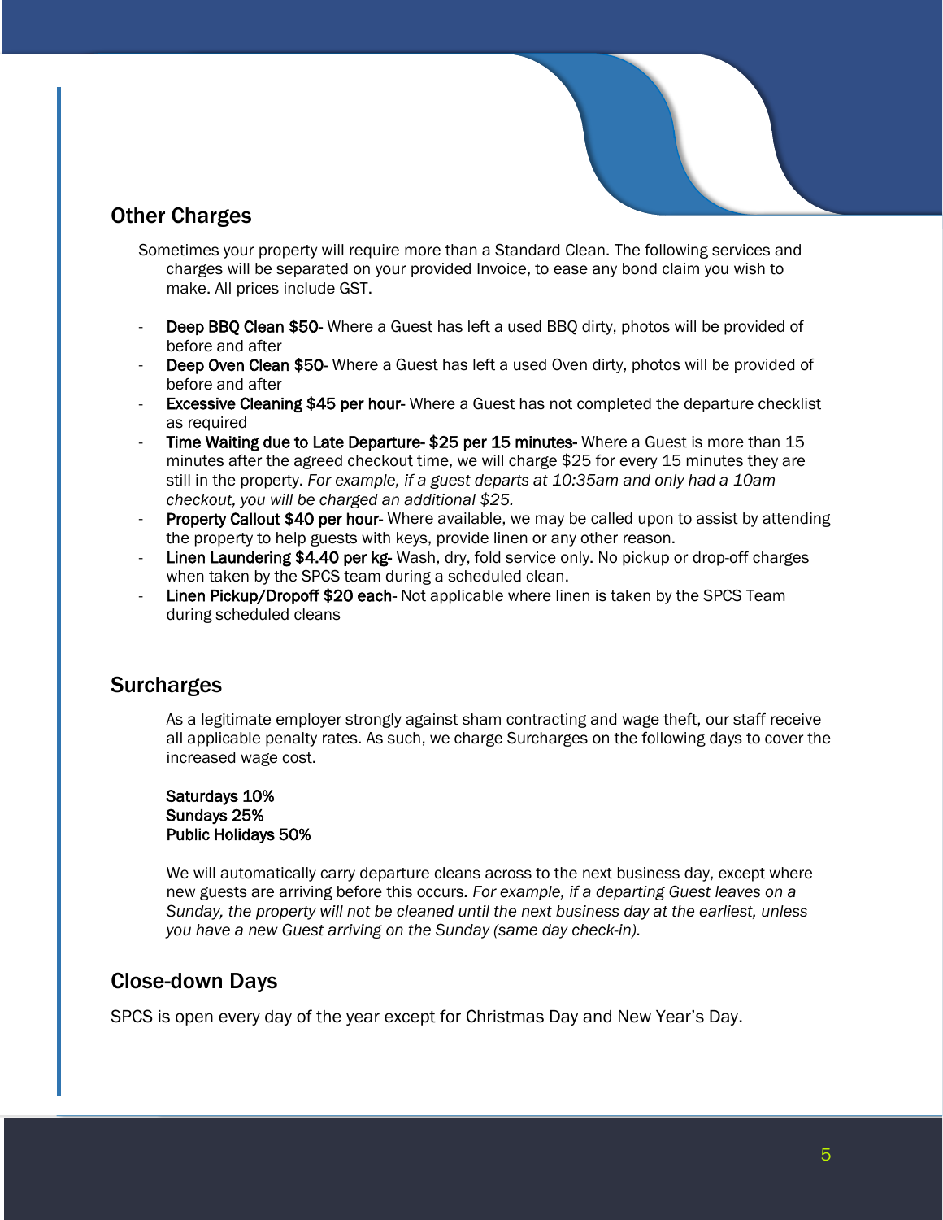## Other Charges

Sometimes your property will require more than a Standard Clean. The following services and charges will be separated on your provided Invoice, to ease any bond claim you wish to make. All prices include GST.

- **Deep BBQ Clean $50**- Where a Guest has left a used BBQ dirty, photos will be provided of before and after
- **Deep Oven Clean $50**- Where a Guest has left a used Oven dirty, photos will be provided of before and after
- **Excessive Cleaning $45 per hour**- Where a Guest has not completed the departure checklist as required
- **Time Waiting due to Late Departure- $25 per 15 minutes**- Where a Guest is more than 15 minutes after the agreed checkout time, we will charge $25 for every 15 minutes they are still in the property. *For example, if a guest departs at 10:35am and only had a 10am checkout, you will be charged an additional $25.*
- **Property Callout $40 per hour**- Where available, we may be called upon to assist by attending the property to help guests with keys, provide linen or any other reason.
- **Linen Laundering $4.40 per kg**- Wash, dry, fold service only. No pickup or drop-off charges when taken by the SPCS team during a scheduled clean.
- **Linen Pickup/Dropoff $20 each**- Not applicable where linen is taken by the SPCS Team during scheduled cleans

## Surcharges

As a legitimate employer strongly against sham contracting and wage theft, our staff receive all applicable penalty rates. As such, we charge Surcharges on the following days to cover the increased wage cost.

**Saturdays 10%**
**Sundays 25%**
**Public Holidays 50%**

We will automatically carry departure cleans across to the next business day, except where new guests are arriving before this occurs. *For example, if a departing Guest leaves on a Sunday, the property will not be cleaned until the next business day at the earliest, unless you have a new Guest arriving on the Sunday (same day check-in).*

## Close-down Days

SPCS is open every day of the year except for Christmas Day and New Year's Day.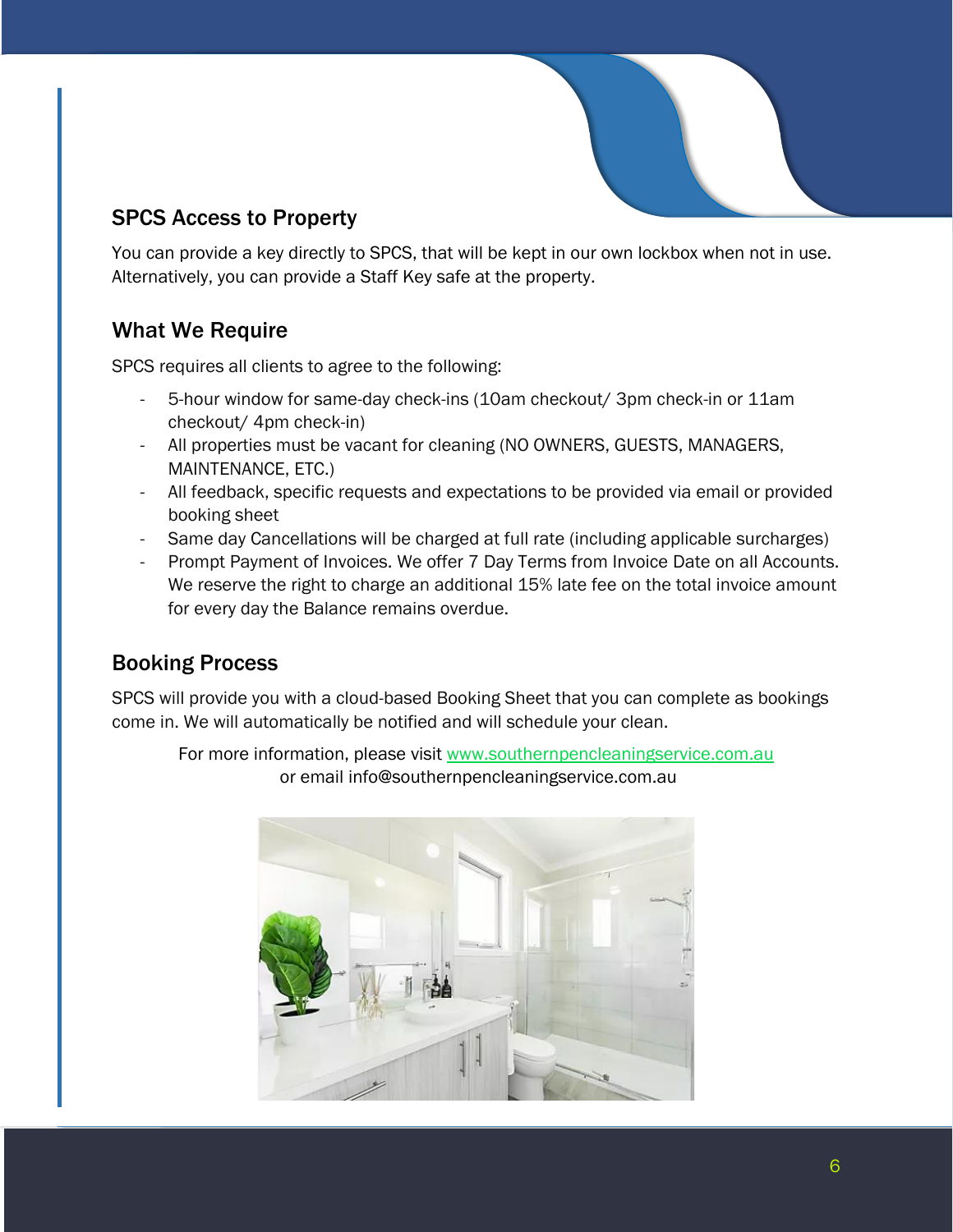## SPCS Access to Property

You can provide a key directly to SPCS, that will be kept in our own lockbox when not in use. Alternatively, you can provide a Staff Key safe at the property.

## What We Require

SPCS requires all clients to agree to the following:

- 5-hour window for same-day check-ins (10am checkout/ 3pm check-in or 11am checkout/ 4pm check-in)
- All properties must be vacant for cleaning (NO OWNERS, GUESTS, MANAGERS, MAINTENANCE, ETC.)
- All feedback, specific requests and expectations to be provided via email or provided booking sheet
- Same day Cancellations will be charged at full rate (including applicable surcharges)
- Prompt Payment of Invoices. We offer 7 Day Terms from Invoice Date on all Accounts. We reserve the right to charge an additional 15% late fee on the total invoice amount for every day the Balance remains overdue.

## Booking Process

SPCS will provide you with a cloud-based Booking Sheet that you can complete as bookings come in. We will automatically be notified and will schedule your clean.

For more information, please visit www.southernpencleaningservice.com.au
or email info@southernpencleaningservice.com.au